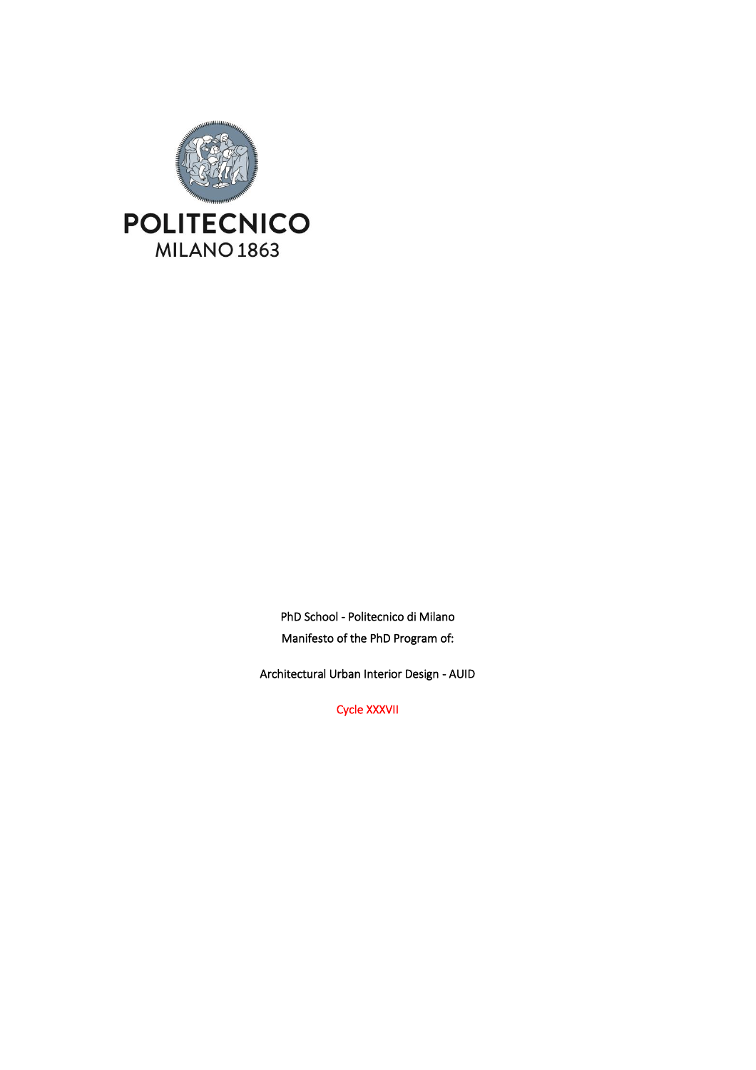POLITECNICO
MILANO 1863

PhD School - Politecnico di Milano

Manifesto of the PhD Program of:

Architectural Urban Interior Design - AUID

Cycle XXXVII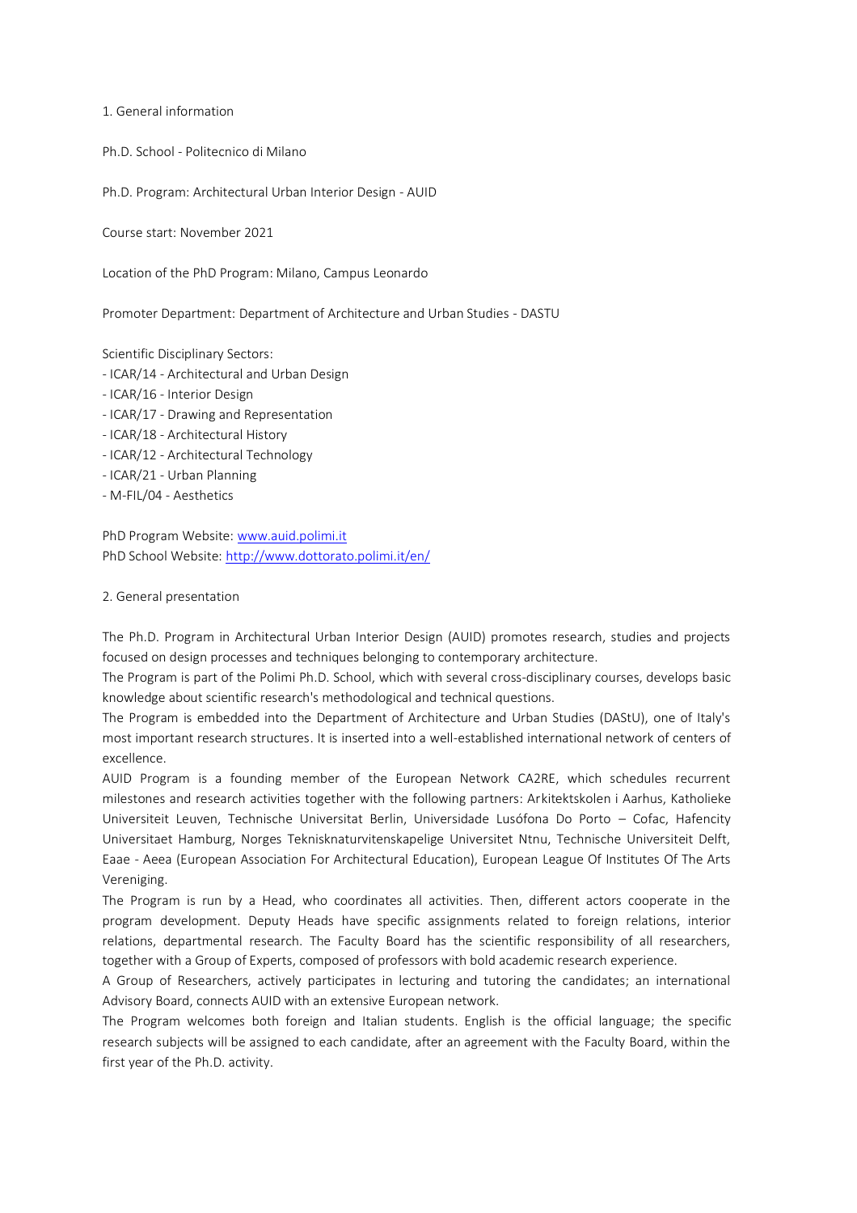## 1. General information

Ph.D. School - Politecnico di Milano

Ph.D. Program: Architectural Urban Interior Design - AUID

Course start: November 2021

Location of the PhD Program: Milano, Campus Leonardo

Promoter Department: Department of Architecture and Urban Studies - DASTU

Scientific Disciplinary Sectors:
- ICAR/14 - Architectural and Urban Design
- ICAR/16 - Interior Design
- ICAR/17 - Drawing and Representation
- ICAR/18 - Architectural History
- ICAR/12 - Architectural Technology
- ICAR/21 - Urban Planning
- M-FIL/04 - Aesthetics

PhD Program Website: [www.auid.polimi.it](http://www.auid.polimi.it)
PhD School Website: [http://www.dottorato.polimi.it/en/](http://www.dottorato.polimi.it/en/)

## 2. General presentation

The Ph.D. Program in Architectural Urban Interior Design (AUID) promotes research, studies and projects focused on design processes and techniques belonging to contemporary architecture.
The Program is part of the Polimi Ph.D. School, which with several cross-disciplinary courses, develops basic knowledge about scientific research's methodological and technical questions.
The Program is embedded into the Department of Architecture and Urban Studies (DAStU), one of Italy's most important research structures. It is inserted into a well-established international network of centers of excellence.
AUID Program is a founding member of the European Network CA2RE, which schedules recurrent milestones and research activities together with the following partners: Arkitektskolen i Aarhus, Katholieke Universiteit Leuven, Technische Universitat Berlin, Universidade Lusófona Do Porto – Cofac, Hafencity Universitaet Hamburg, Norges Teknisknaturvitenskapelige Universitet Ntnu, Technische Universiteit Delft, Eaae - Aeea (European Association For Architectural Education), European League Of Institutes Of The Arts Vereniging.
The Program is run by a Head, who coordinates all activities. Then, different actors cooperate in the program development. Deputy Heads have specific assignments related to foreign relations, interior relations, departmental research. The Faculty Board has the scientific responsibility of all researchers, together with a Group of Experts, composed of professors with bold academic research experience.
A Group of Researchers, actively participates in lecturing and tutoring the candidates; an international Advisory Board, connects AUID with an extensive European network.
The Program welcomes both foreign and Italian students. English is the official language; the specific research subjects will be assigned to each candidate, after an agreement with the Faculty Board, within the first year of the Ph.D. activity.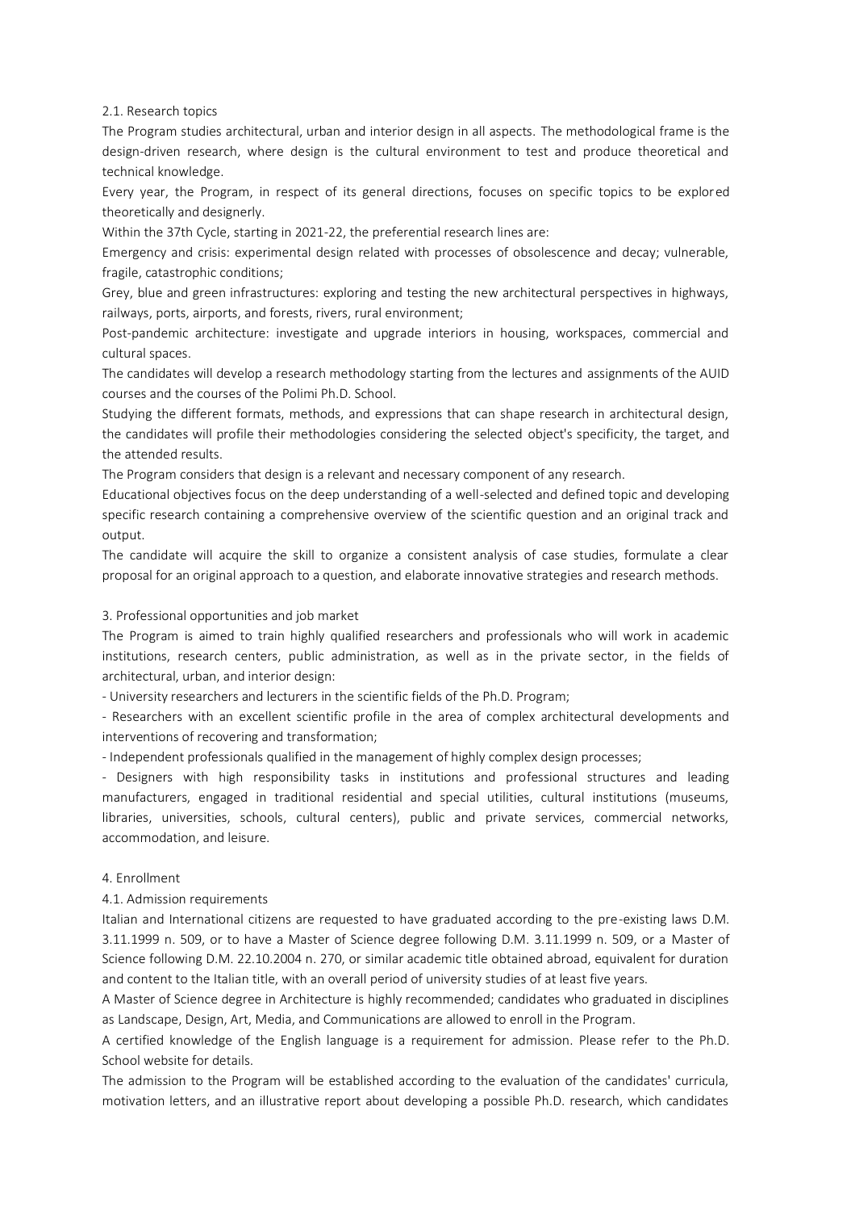### 2.1. Research topics

The Program studies architectural, urban and interior design in all aspects. The methodological frame is the design-driven research, where design is the cultural environment to test and produce theoretical and technical knowledge.

Every year, the Program, in respect of its general directions, focuses on specific topics to be explored theoretically and designerly.

Within the 37th Cycle, starting in 2021-22, the preferential research lines are:

Emergency and crisis: experimental design related with processes of obsolescence and decay; vulnerable, fragile, catastrophic conditions;

Grey, blue and green infrastructures: exploring and testing the new architectural perspectives in highways, railways, ports, airports, and forests, rivers, rural environment;

Post-pandemic architecture: investigate and upgrade interiors in housing, workspaces, commercial and cultural spaces.

The candidates will develop a research methodology starting from the lectures and assignments of the AUID courses and the courses of the Polimi Ph.D. School.

Studying the different formats, methods, and expressions that can shape research in architectural design, the candidates will profile their methodologies considering the selected object's specificity, the target, and the attended results.

The Program considers that design is a relevant and necessary component of any research.

Educational objectives focus on the deep understanding of a well-selected and defined topic and developing specific research containing a comprehensive overview of the scientific question and an original track and output.

The candidate will acquire the skill to organize a consistent analysis of case studies, formulate a clear proposal for an original approach to a question, and elaborate innovative strategies and research methods.

## 3. Professional opportunities and job market

The Program is aimed to train highly qualified researchers and professionals who will work in academic institutions, research centers, public administration, as well as in the private sector, in the fields of architectural, urban, and interior design:

- University researchers and lecturers in the scientific fields of the Ph.D. Program;
- Researchers with an excellent scientific profile in the area of complex architectural developments and interventions of recovering and transformation;
- Independent professionals qualified in the management of highly complex design processes;
- Designers with high responsibility tasks in institutions and professional structures and leading manufacturers, engaged in traditional residential and special utilities, cultural institutions (museums, libraries, universities, schools, cultural centers), public and private services, commercial networks, accommodation, and leisure.

## 4. Enrollment

### 4.1. Admission requirements

Italian and International citizens are requested to have graduated according to the pre-existing laws D.M. 3.11.1999 n. 509, or to have a Master of Science degree following D.M. 3.11.1999 n. 509, or a Master of Science following D.M. 22.10.2004 n. 270, or similar academic title obtained abroad, equivalent for duration and content to the Italian title, with an overall period of university studies of at least five years.

A Master of Science degree in Architecture is highly recommended; candidates who graduated in disciplines as Landscape, Design, Art, Media, and Communications are allowed to enroll in the Program.

A certified knowledge of the English language is a requirement for admission. Please refer to the Ph.D. School website for details.

The admission to the Program will be established according to the evaluation of the candidates' curricula, motivation letters, and an illustrative report about developing a possible Ph.D. research, which candidates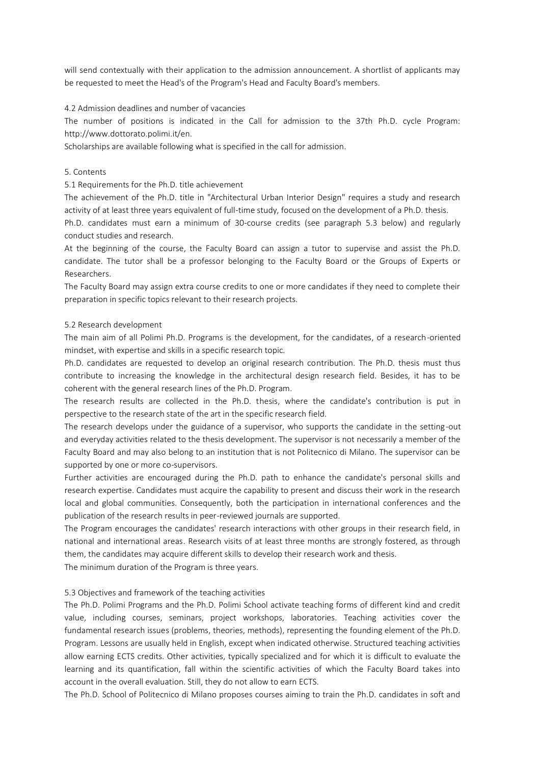will send contextually with their application to the admission announcement. A shortlist of applicants may be requested to meet the Head's of the Program's Head and Faculty Board's members.

### 4.2 Admission deadlines and number of vacancies

The number of positions is indicated in the Call for admission to the 37th Ph.D. cycle Program: http://www.dottorato.polimi.it/en.

Scholarships are available following what is specified in the call for admission.

## 5. Contents

### 5.1 Requirements for the Ph.D. title achievement

The achievement of the Ph.D. title in "Architectural Urban Interior Design" requires a study and research activity of at least three years equivalent of full-time study, focused on the development of a Ph.D. thesis.

Ph.D. candidates must earn a minimum of 30-course credits (see paragraph 5.3 below) and regularly conduct studies and research.

At the beginning of the course, the Faculty Board can assign a tutor to supervise and assist the Ph.D. candidate. The tutor shall be a professor belonging to the Faculty Board or the Groups of Experts or Researchers.

The Faculty Board may assign extra course credits to one or more candidates if they need to complete their preparation in specific topics relevant to their research projects.

### 5.2 Research development

The main aim of all Polimi Ph.D. Programs is the development, for the candidates, of a research-oriented mindset, with expertise and skills in a specific research topic.

Ph.D. candidates are requested to develop an original research contribution. The Ph.D. thesis must thus contribute to increasing the knowledge in the architectural design research field. Besides, it has to be coherent with the general research lines of the Ph.D. Program.

The research results are collected in the Ph.D. thesis, where the candidate's contribution is put in perspective to the research state of the art in the specific research field.

The research develops under the guidance of a supervisor, who supports the candidate in the setting-out and everyday activities related to the thesis development. The supervisor is not necessarily a member of the Faculty Board and may also belong to an institution that is not Politecnico di Milano. The supervisor can be supported by one or more co-supervisors.

Further activities are encouraged during the Ph.D. path to enhance the candidate's personal skills and research expertise. Candidates must acquire the capability to present and discuss their work in the research local and global communities. Consequently, both the participation in international conferences and the publication of the research results in peer-reviewed journals are supported.

The Program encourages the candidates' research interactions with other groups in their research field, in national and international areas. Research visits of at least three months are strongly fostered, as through them, the candidates may acquire different skills to develop their research work and thesis.

The minimum duration of the Program is three years.

### 5.3 Objectives and framework of the teaching activities

The Ph.D. Polimi Programs and the Ph.D. Polimi School activate teaching forms of different kind and credit value, including courses, seminars, project workshops, laboratories. Teaching activities cover the fundamental research issues (problems, theories, methods), representing the founding element of the Ph.D. Program. Lessons are usually held in English, except when indicated otherwise. Structured teaching activities allow earning ECTS credits. Other activities, typically specialized and for which it is difficult to evaluate the learning and its quantification, fall within the scientific activities of which the Faculty Board takes into account in the overall evaluation. Still, they do not allow to earn ECTS.

The Ph.D. School of Politecnico di Milano proposes courses aiming to train the Ph.D. candidates in soft and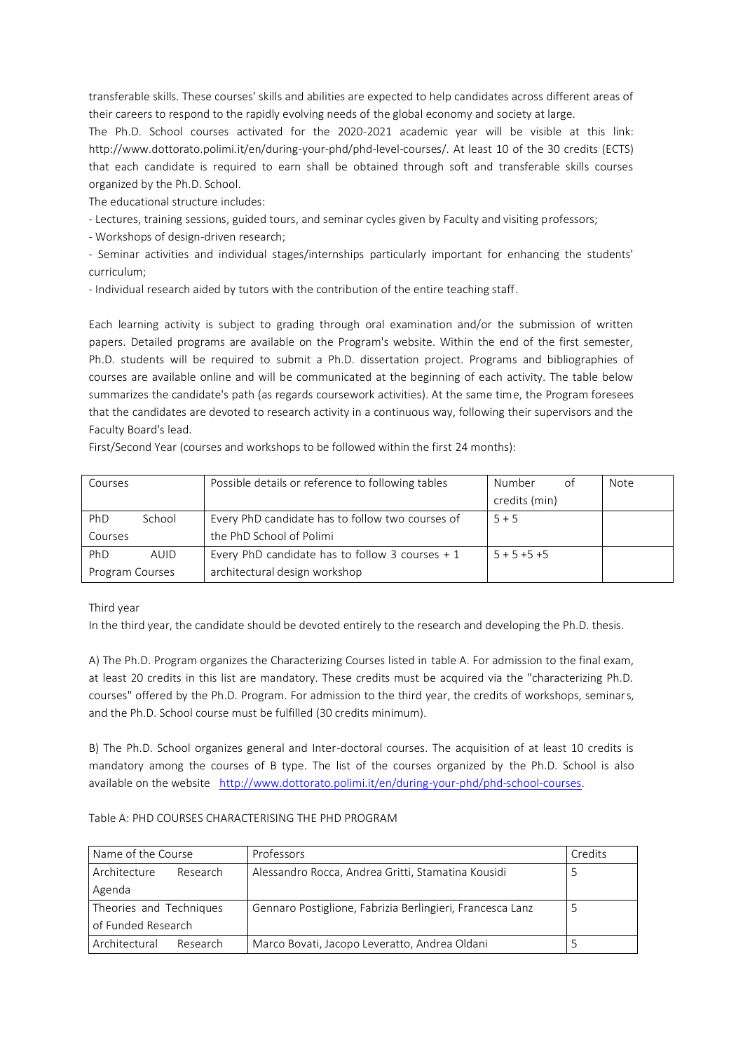transferable skills. These courses' skills and abilities are expected to help candidates across different areas of their careers to respond to the rapidly evolving needs of the global economy and society at large.

The Ph.D. School courses activated for the 2020-2021 academic year will be visible at this link: http://www.dottorato.polimi.it/en/during-your-phd/phd-level-courses/. At least 10 of the 30 credits (ECTS) that each candidate is required to earn shall be obtained through soft and transferable skills courses organized by the Ph.D. School.

The educational structure includes:

- Lectures, training sessions, guided tours, and seminar cycles given by Faculty and visiting professors;
- Workshops of design-driven research;
- Seminar activities and individual stages/internships particularly important for enhancing the students' curriculum;
- Individual research aided by tutors with the contribution of the entire teaching staff.

Each learning activity is subject to grading through oral examination and/or the submission of written papers. Detailed programs are available on the Program's website. Within the end of the first semester, Ph.D. students will be required to submit a Ph.D. dissertation project. Programs and bibliographies of courses are available online and will be communicated at the beginning of each activity. The table below summarizes the candidate's path (as regards coursework activities). At the same time, the Program foresees that the candidates are devoted to research activity in a continuous way, following their supervisors and the Faculty Board's lead.

First/Second Year (courses and workshops to be followed within the first 24 months):

| Courses | Possible details or reference to following tables | Number of credits (min) | Note |
|---|---|---|---|
| PhD School Courses | Every PhD candidate has to follow two courses of the PhD School of Polimi | 5 + 5 | |
| PhD AUID Program Courses | Every PhD candidate has to follow 3 courses + 1 architectural design workshop | 5 + 5 +5 +5 | |

Third year

In the third year, the candidate should be devoted entirely to the research and developing the Ph.D. thesis.

A) The Ph.D. Program organizes the Characterizing Courses listed in table A. For admission to the final exam, at least 20 credits in this list are mandatory. These credits must be acquired via the "characterizing Ph.D. courses" offered by the Ph.D. Program. For admission to the third year, the credits of workshops, seminars, and the Ph.D. School course must be fulfilled (30 credits minimum).

B) The Ph.D. School organizes general and Inter-doctoral courses. The acquisition of at least 10 credits is mandatory among the courses of B type. The list of the courses organized by the Ph.D. School is also available on the website http://www.dottorato.polimi.it/en/during-your-phd/phd-school-courses.

Table A: PHD COURSES CHARACTERISING THE PHD PROGRAM

| Name of the Course | Professors | Credits |
|---|---|---|
| Architecture Research Agenda | Alessandro Rocca, Andrea Gritti, Stamatina Kousidi | 5 |
| Theories and Techniques of Funded Research | Gennaro Postiglione, Fabrizia Berlingieri, Francesca Lanz | 5 |
| Architectural Research | Marco Bovati, Jacopo Leveratto, Andrea Oldani | 5 |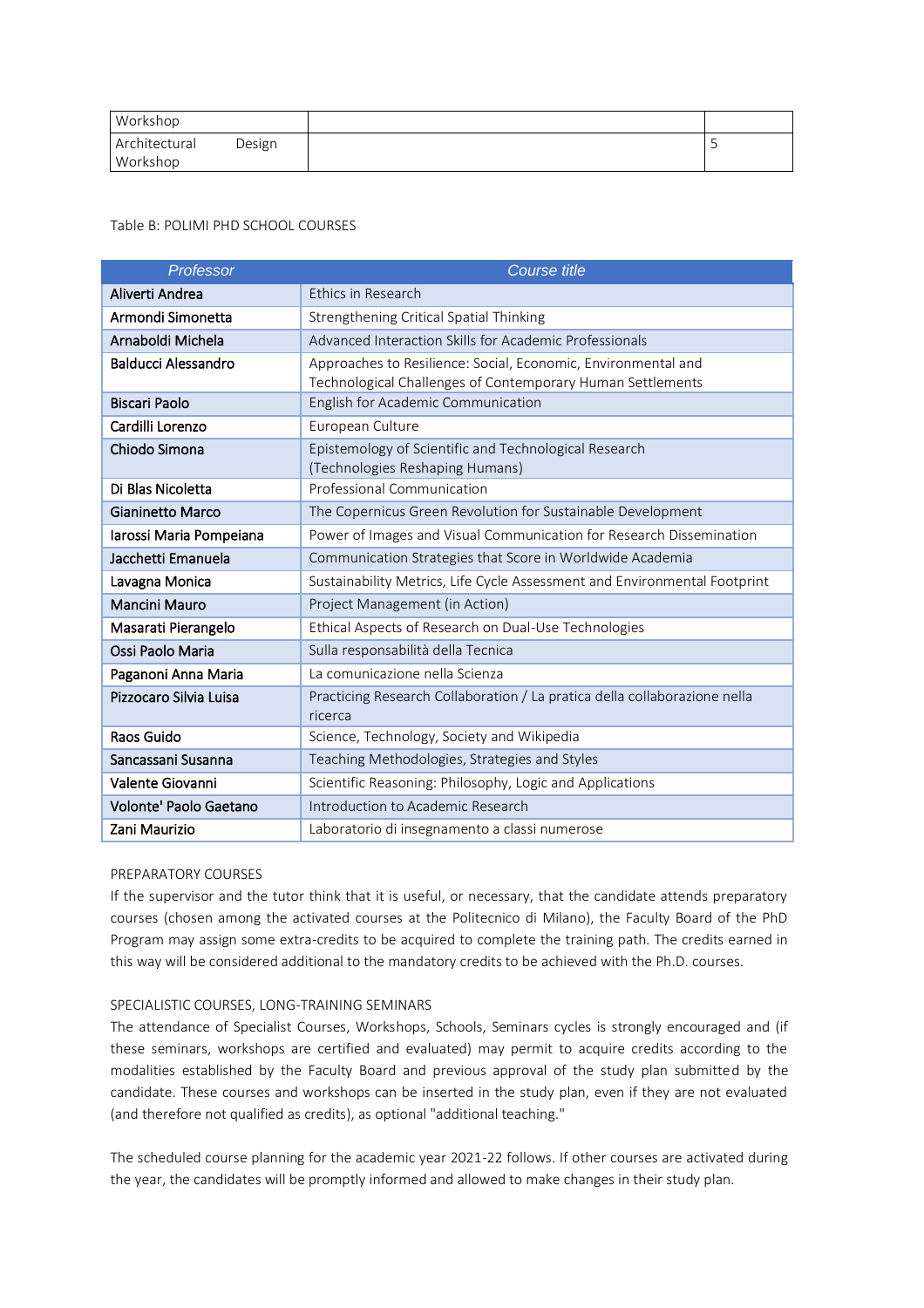| Workshop | | |
|---|---|---|
| Architectural Design Workshop | | 5 |

Table B: POLIMI PHD SCHOOL COURSES

| *Professor* | *Course title* |
|---|---|
| Aliverti Andrea | Ethics in Research |
| Armondi Simonetta | Strengthening Critical Spatial Thinking |
| Arnaboldi Michela | Advanced Interaction Skills for Academic Professionals |
| Balducci Alessandro | Approaches to Resilience: Social, Economic, Environmental and Technological Challenges of Contemporary Human Settlements |
| Biscari Paolo | English for Academic Communication |
| Cardilli Lorenzo | European Culture |
| Chiodo Simona | Epistemology of Scientific and Technological Research (Technologies Reshaping Humans) |
| Di Blas Nicoletta | Professional Communication |
| Gianinetto Marco | The Copernicus Green Revolution for Sustainable Development |
| Iarossi Maria Pompeiana | Power of Images and Visual Communication for Research Dissemination |
| Jacchetti Emanuela | Communication Strategies that Score in Worldwide Academia |
| Lavagna Monica | Sustainability Metrics, Life Cycle Assessment and Environmental Footprint |
| Mancini Mauro | Project Management (in Action) |
| Masarati Pierangelo | Ethical Aspects of Research on Dual-Use Technologies |
| Ossi Paolo Maria | Sulla responsabilità della Tecnica |
| Paganoni Anna Maria | La comunicazione nella Scienza |
| Pizzocaro Silvia Luisa | Practicing Research Collaboration / La pratica della collaborazione nella ricerca |
| Raos Guido | Science, Technology, Society and Wikipedia |
| Sancassani Susanna | Teaching Methodologies, Strategies and Styles |
| Valente Giovanni | Scientific Reasoning: Philosophy, Logic and Applications |
| Volonte' Paolo Gaetano | Introduction to Academic Research |
| Zani Maurizio | Laboratorio di insegnamento a classi numerose |

PREPARATORY COURSES

If the supervisor and the tutor think that it is useful, or necessary, that the candidate attends preparatory courses (chosen among the activated courses at the Politecnico di Milano), the Faculty Board of the PhD Program may assign some extra-credits to be acquired to complete the training path. The credits earned in this way will be considered additional to the mandatory credits to be achieved with the Ph.D. courses.

SPECIALISTIC COURSES, LONG-TRAINING SEMINARS

The attendance of Specialist Courses, Workshops, Schools, Seminars cycles is strongly encouraged and (if these seminars, workshops are certified and evaluated) may permit to acquire credits according to the modalities established by the Faculty Board and previous approval of the study plan submitted by the candidate. These courses and workshops can be inserted in the study plan, even if they are not evaluated (and therefore not qualified as credits), as optional "additional teaching."

The scheduled course planning for the academic year 2021-22 follows. If other courses are activated during the year, the candidates will be promptly informed and allowed to make changes in their study plan.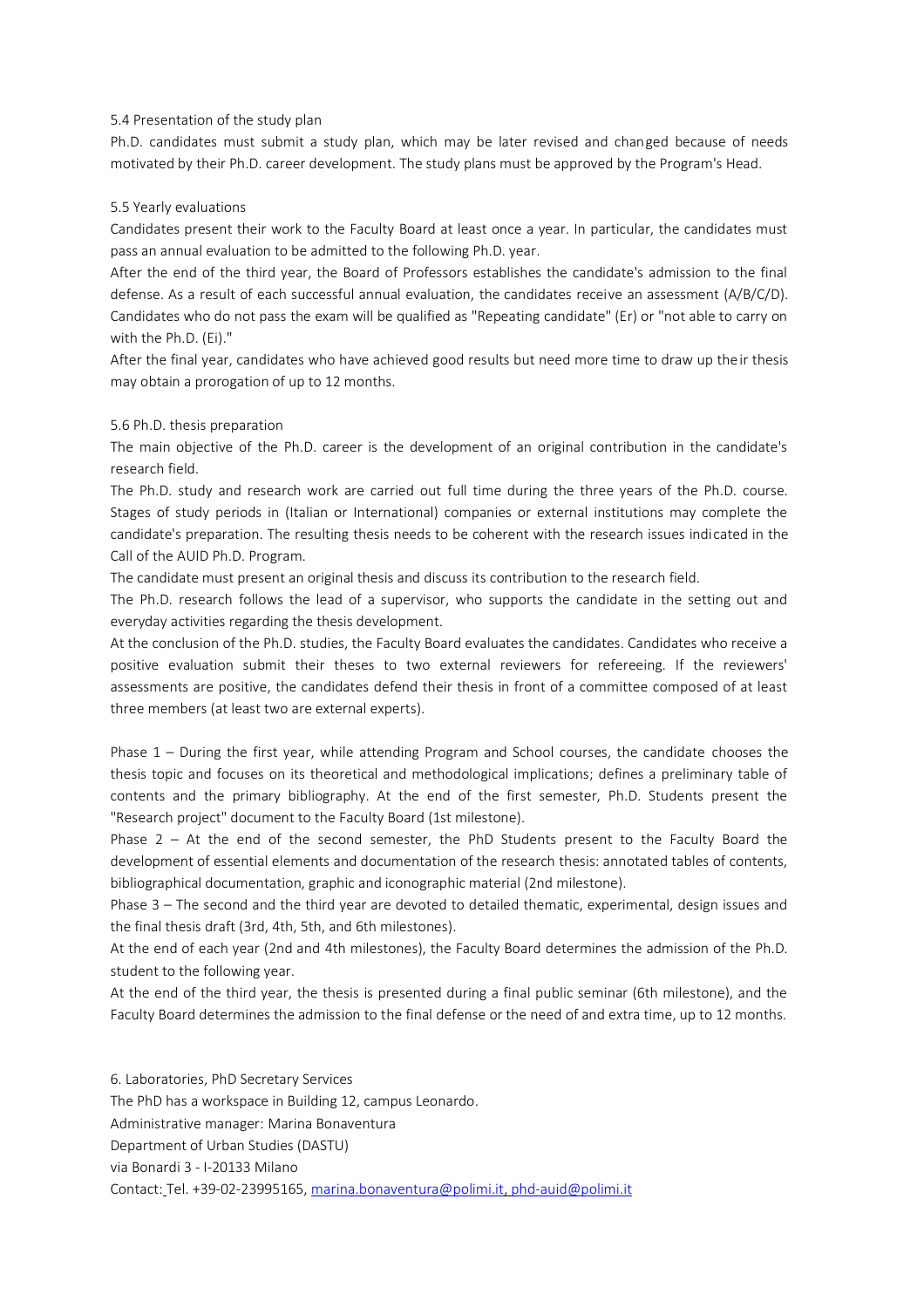### 5.4 Presentation of the study plan

Ph.D. candidates must submit a study plan, which may be later revised and changed because of needs motivated by their Ph.D. career development. The study plans must be approved by the Program's Head.

### 5.5 Yearly evaluations

Candidates present their work to the Faculty Board at least once a year. In particular, the candidates must pass an annual evaluation to be admitted to the following Ph.D. year.

After the end of the third year, the Board of Professors establishes the candidate's admission to the final defense. As a result of each successful annual evaluation, the candidates receive an assessment (A/B/C/D). Candidates who do not pass the exam will be qualified as "Repeating candidate" (Er) or "not able to carry on with the Ph.D. (Ei)."

After the final year, candidates who have achieved good results but need more time to draw up their thesis may obtain a prorogation of up to 12 months.

### 5.6 Ph.D. thesis preparation

The main objective of the Ph.D. career is the development of an original contribution in the candidate's research field.

The Ph.D. study and research work are carried out full time during the three years of the Ph.D. course. Stages of study periods in (Italian or International) companies or external institutions may complete the candidate's preparation. The resulting thesis needs to be coherent with the research issues indicated in the Call of the AUID Ph.D. Program.

The candidate must present an original thesis and discuss its contribution to the research field.

The Ph.D. research follows the lead of a supervisor, who supports the candidate in the setting out and everyday activities regarding the thesis development.

At the conclusion of the Ph.D. studies, the Faculty Board evaluates the candidates. Candidates who receive a positive evaluation submit their theses to two external reviewers for refereeing. If the reviewers' assessments are positive, the candidates defend their thesis in front of a committee composed of at least three members (at least two are external experts).

Phase 1 – During the first year, while attending Program and School courses, the candidate chooses the thesis topic and focuses on its theoretical and methodological implications; defines a preliminary table of contents and the primary bibliography. At the end of the first semester, Ph.D. Students present the "Research project" document to the Faculty Board (1st milestone).

Phase 2 – At the end of the second semester, the PhD Students present to the Faculty Board the development of essential elements and documentation of the research thesis: annotated tables of contents, bibliographical documentation, graphic and iconographic material (2nd milestone).

Phase 3 – The second and the third year are devoted to detailed thematic, experimental, design issues and the final thesis draft (3rd, 4th, 5th, and 6th milestones).

At the end of each year (2nd and 4th milestones), the Faculty Board determines the admission of the Ph.D. student to the following year.

At the end of the third year, the thesis is presented during a final public seminar (6th milestone), and the Faculty Board determines the admission to the final defense or the need of and extra time, up to 12 months.

## 6. Laboratories, PhD Secretary Services

The PhD has a workspace in Building 12, campus Leonardo.

Administrative manager: Marina Bonaventura

Department of Urban Studies (DASTU)

via Bonardi 3 - I-20133 Milano

Contact: Tel. +39-02-23995165, marina.bonaventura@polimi.it, phd-auid@polimi.it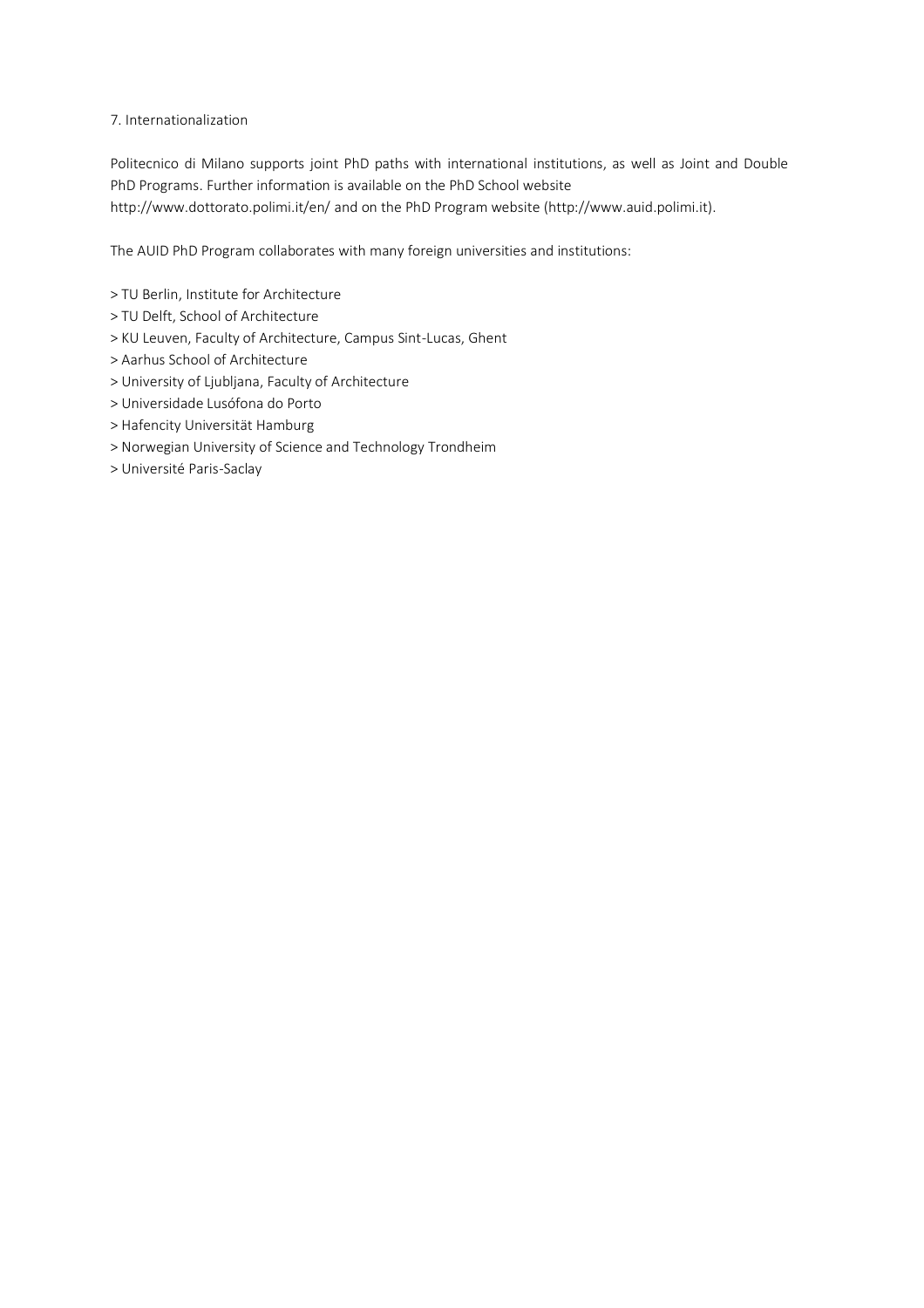## 7. Internationalization

Politecnico di Milano supports joint PhD paths with international institutions, as well as Joint and Double PhD Programs. Further information is available on the PhD School website http://www.dottorato.polimi.it/en/ and on the PhD Program website (http://www.auid.polimi.it).

The AUID PhD Program collaborates with many foreign universities and institutions:

> TU Berlin, Institute for Architecture
> TU Delft, School of Architecture
> KU Leuven, Faculty of Architecture, Campus Sint-Lucas, Ghent
> Aarhus School of Architecture
> University of Ljubljana, Faculty of Architecture
> Universidade Lusófona do Porto
> Hafencity Universität Hamburg
> Norwegian University of Science and Technology Trondheim
> Université Paris-Saclay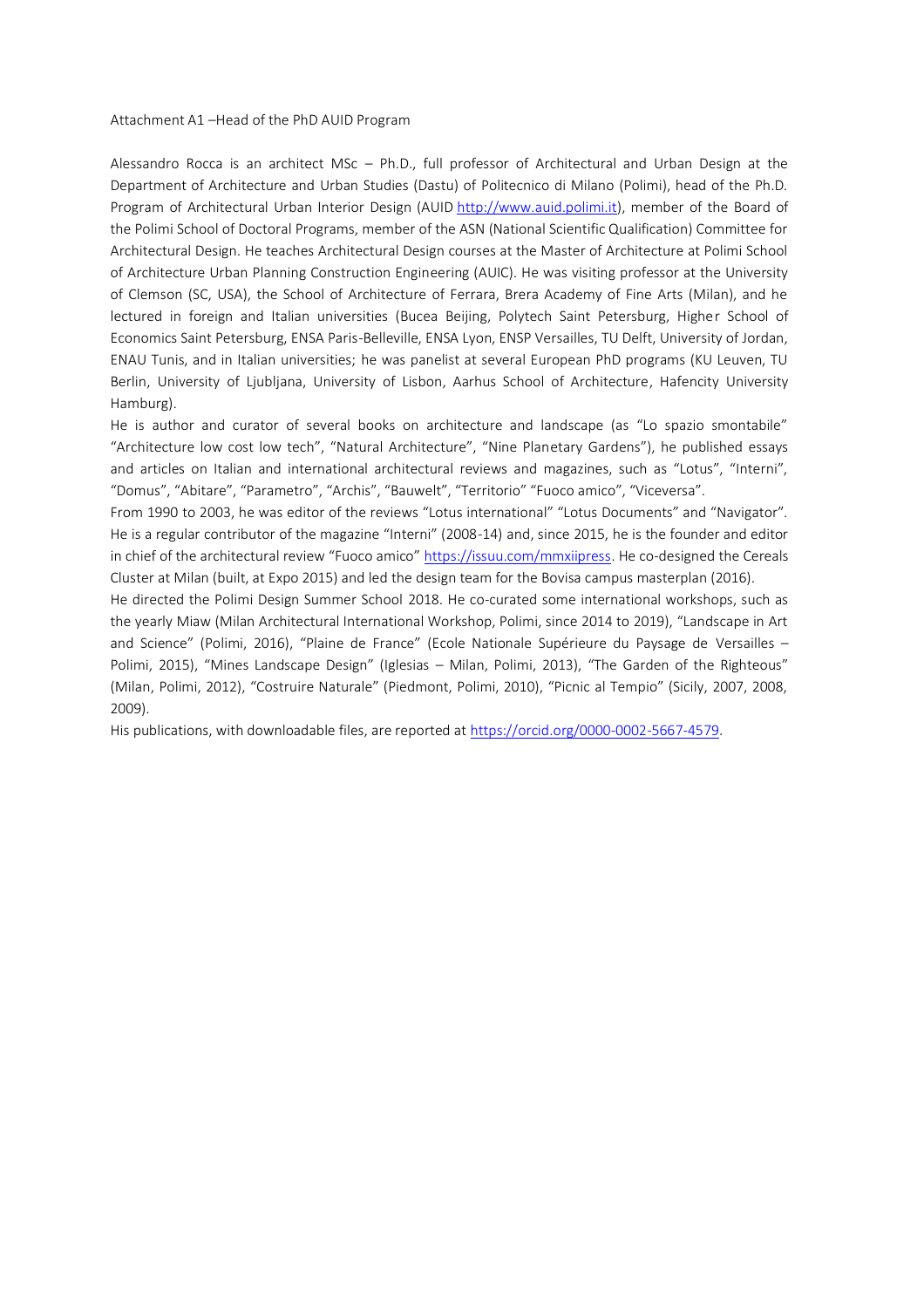Attachment A1 –Head of the PhD AUID Program

Alessandro Rocca is an architect MSc – Ph.D., full professor of Architectural and Urban Design at the Department of Architecture and Urban Studies (Dastu) of Politecnico di Milano (Polimi), head of the Ph.D. Program of Architectural Urban Interior Design (AUID http://www.auid.polimi.it), member of the Board of the Polimi School of Doctoral Programs, member of the ASN (National Scientific Qualification) Committee for Architectural Design. He teaches Architectural Design courses at the Master of Architecture at Polimi School of Architecture Urban Planning Construction Engineering (AUIC). He was visiting professor at the University of Clemson (SC, USA), the School of Architecture of Ferrara, Brera Academy of Fine Arts (Milan), and he lectured in foreign and Italian universities (Bucea Beijing, Polytech Saint Petersburg, Higher School of Economics Saint Petersburg, ENSA Paris-Belleville, ENSA Lyon, ENSP Versailles, TU Delft, University of Jordan, ENAU Tunis, and in Italian universities; he was panelist at several European PhD programs (KU Leuven, TU Berlin, University of Ljubljana, University of Lisbon, Aarhus School of Architecture, Hafencity University Hamburg).

He is author and curator of several books on architecture and landscape (as "Lo spazio smontabile" "Architecture low cost low tech", "Natural Architecture", "Nine Planetary Gardens"), he published essays and articles on Italian and international architectural reviews and magazines, such as "Lotus", "Interni", "Domus", "Abitare", "Parametro", "Archis", "Bauwelt", "Territorio" "Fuoco amico", "Viceversa".

From 1990 to 2003, he was editor of the reviews "Lotus international" "Lotus Documents" and "Navigator". He is a regular contributor of the magazine "Interni" (2008-14) and, since 2015, he is the founder and editor in chief of the architectural review "Fuoco amico" https://issuu.com/mmxiipress. He co-designed the Cereals Cluster at Milan (built, at Expo 2015) and led the design team for the Bovisa campus masterplan (2016).

He directed the Polimi Design Summer School 2018. He co-curated some international workshops, such as the yearly Miaw (Milan Architectural International Workshop, Polimi, since 2014 to 2019), "Landscape in Art and Science" (Polimi, 2016), "Plaine de France" (Ecole Nationale Supérieure du Paysage de Versailles – Polimi, 2015), "Mines Landscape Design" (Iglesias – Milan, Polimi, 2013), "The Garden of the Righteous" (Milan, Polimi, 2012), "Costruire Naturale" (Piedmont, Polimi, 2010), "Picnic al Tempio" (Sicily, 2007, 2008, 2009).

His publications, with downloadable files, are reported at https://orcid.org/0000-0002-5667-4579.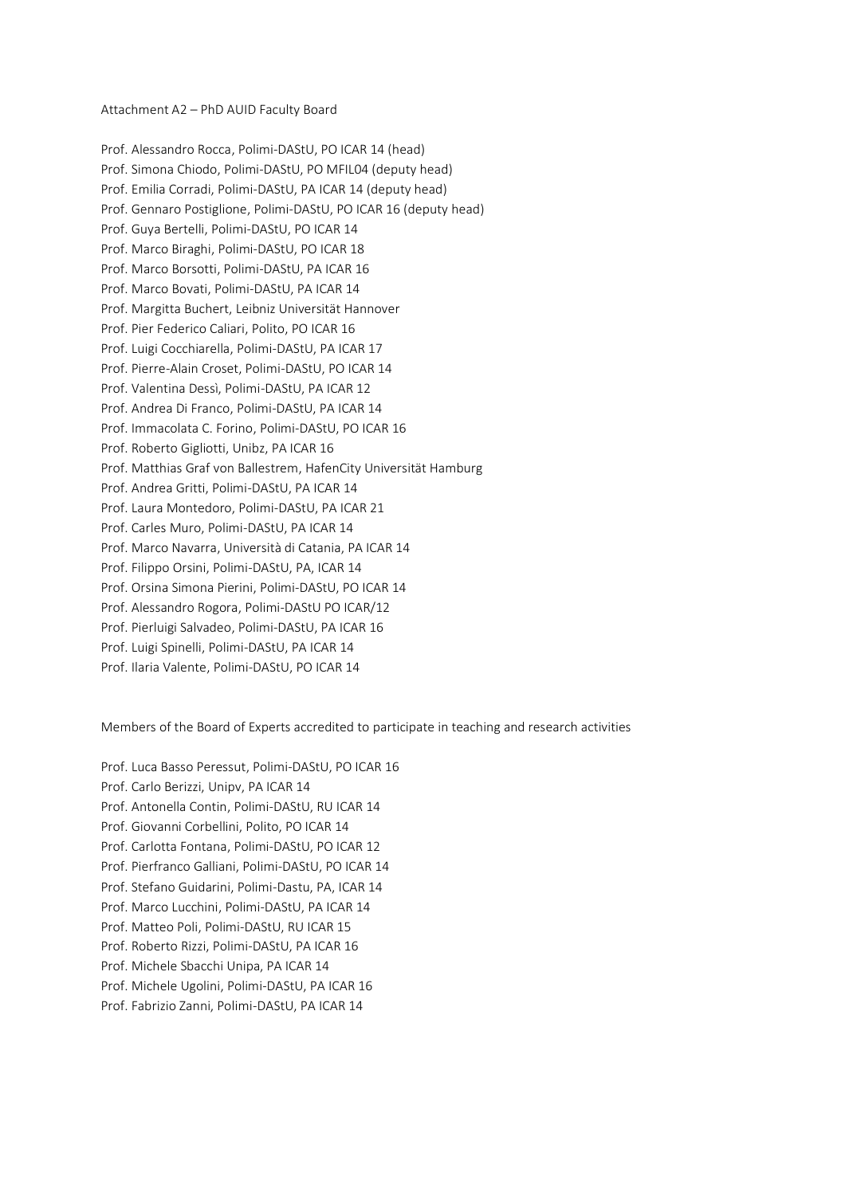Attachment A2 – PhD AUID Faculty Board

Prof. Alessandro Rocca, Polimi-DAStU, PO ICAR 14 (head)
Prof. Simona Chiodo, Polimi-DAStU, PO MFIL04 (deputy head)
Prof. Emilia Corradi, Polimi-DAStU, PA ICAR 14 (deputy head)
Prof. Gennaro Postiglione, Polimi-DAStU, PO ICAR 16 (deputy head)
Prof. Guya Bertelli, Polimi-DAStU, PO ICAR 14
Prof. Marco Biraghi, Polimi-DAStU, PO ICAR 18
Prof. Marco Borsotti, Polimi-DAStU, PA ICAR 16
Prof. Marco Bovati, Polimi-DAStU, PA ICAR 14
Prof. Margitta Buchert, Leibniz Universität Hannover
Prof. Pier Federico Caliari, Polito, PO ICAR 16
Prof. Luigi Cocchiarella, Polimi-DAStU, PA ICAR 17
Prof. Pierre-Alain Croset, Polimi-DAStU, PO ICAR 14
Prof. Valentina Dessì, Polimi-DAStU, PA ICAR 12
Prof. Andrea Di Franco, Polimi-DAStU, PA ICAR 14
Prof. Immacolata C. Forino, Polimi-DAStU, PO ICAR 16
Prof. Roberto Gigliotti, Unibz, PA ICAR 16
Prof. Matthias Graf von Ballestrem, HafenCity Universität Hamburg
Prof. Andrea Gritti, Polimi-DAStU, PA ICAR 14
Prof. Laura Montedoro, Polimi-DAStU, PA ICAR 21
Prof. Carles Muro, Polimi-DAStU, PA ICAR 14
Prof. Marco Navarra, Università di Catania, PA ICAR 14
Prof. Filippo Orsini, Polimi-DAStU, PA, ICAR 14
Prof. Orsina Simona Pierini, Polimi-DAStU, PO ICAR 14
Prof. Alessandro Rogora, Polimi-DAStU PO ICAR/12
Prof. Pierluigi Salvadeo, Polimi-DAStU, PA ICAR 16
Prof. Luigi Spinelli, Polimi-DAStU, PA ICAR 14
Prof. Ilaria Valente, Polimi-DAStU, PO ICAR 14

Members of the Board of Experts accredited to participate in teaching and research activities

Prof. Luca Basso Peressut, Polimi-DAStU, PO ICAR 16
Prof. Carlo Berizzi, Unipv, PA ICAR 14
Prof. Antonella Contin, Polimi-DAStU, RU ICAR 14
Prof. Giovanni Corbellini, Polito, PO ICAR 14
Prof. Carlotta Fontana, Polimi-DAStU, PO ICAR 12
Prof. Pierfranco Galliani, Polimi-DAStU, PO ICAR 14
Prof. Stefano Guidarini, Polimi-Dastu, PA, ICAR 14
Prof. Marco Lucchini, Polimi-DAStU, PA ICAR 14
Prof. Matteo Poli, Polimi-DAStU, RU ICAR 15
Prof. Roberto Rizzi, Polimi-DAStU, PA ICAR 16
Prof. Michele Sbacchi Unipa, PA ICAR 14
Prof. Michele Ugolini, Polimi-DAStU, PA ICAR 16
Prof. Fabrizio Zanni, Polimi-DAStU, PA ICAR 14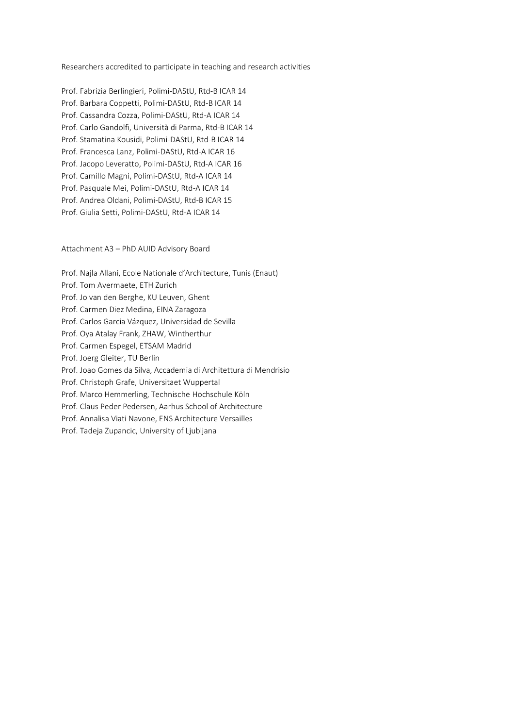Researchers accredited to participate in teaching and research activities

Prof. Fabrizia Berlingieri, Polimi-DAStU, Rtd-B ICAR 14
Prof. Barbara Coppetti, Polimi-DAStU, Rtd-B ICAR 14
Prof. Cassandra Cozza, Polimi-DAStU, Rtd-A ICAR 14
Prof. Carlo Gandolfi, Università di Parma, Rtd-B ICAR 14
Prof. Stamatina Kousidi, Polimi-DAStU, Rtd-B ICAR 14
Prof. Francesca Lanz, Polimi-DAStU, Rtd-A ICAR 16
Prof. Jacopo Leveratto, Polimi-DAStU, Rtd-A ICAR 16
Prof. Camillo Magni, Polimi-DAStU, Rtd-A ICAR 14
Prof. Pasquale Mei, Polimi-DAStU, Rtd-A ICAR 14
Prof. Andrea Oldani, Polimi-DAStU, Rtd-B ICAR 15
Prof. Giulia Setti, Polimi-DAStU, Rtd-A ICAR 14

Attachment A3 – PhD AUID Advisory Board

Prof. Najla Allani, Ecole Nationale d'Architecture, Tunis (Enaut)
Prof. Tom Avermaete, ETH Zurich
Prof. Jo van den Berghe, KU Leuven, Ghent
Prof. Carmen Diez Medina, EINA Zaragoza
Prof. Carlos Garcia Vázquez, Universidad de Sevilla
Prof. Oya Atalay Frank, ZHAW, Wintherthur
Prof. Carmen Espegel, ETSAM Madrid
Prof. Joerg Gleiter, TU Berlin
Prof. Joao Gomes da Silva, Accademia di Architettura di Mendrisio
Prof. Christoph Grafe, Universitaet Wuppertal
Prof. Marco Hemmerling, Technische Hochschule Köln
Prof. Claus Peder Pedersen, Aarhus School of Architecture
Prof. Annalisa Viati Navone, ENS Architecture Versailles
Prof. Tadeja Zupancic, University of Ljubljana